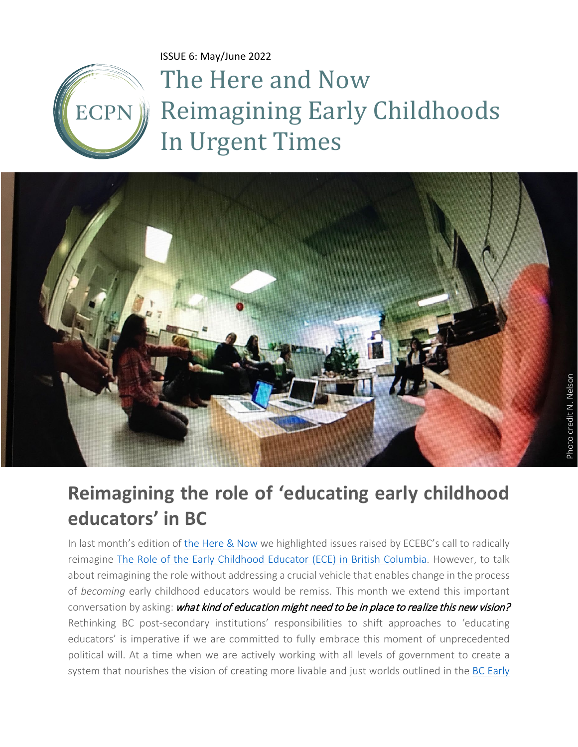ISSUE 6: May/June 2022

# The Here and Now Reimagining Early Childhoods In Urgent Times

Photo credit N. Nelson

## Reimagining the role of 'educating early childhood educators' in BC

In last month's edition of the Here & Now we highlighted issues raised by ECEBC's call to radically reimagine The Role of the Early Childhood Educator (ECE) in British Columbia. However, to talk about reimagining the role without addressing a crucial vehicle that enables change in the process of *becoming* early childhood educators would be remiss. This month we extend this important conversation by asking: ***what kind of education might need to be in place to realize this new vision?*** Rethinking BC post-secondary institutions' responsibilities to shift approaches to 'educating educators' is imperative if we are committed to fully embrace this moment of unprecedented political will. At a time when we are actively working with all levels of government to create a system that nourishes the vision of creating more livable and just worlds outlined in the BC Early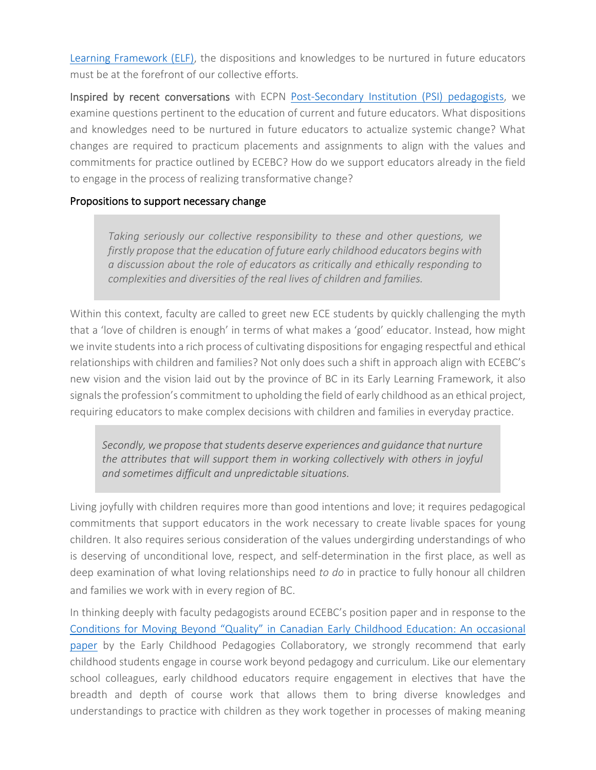[Learning Framework (ELF)](), the dispositions and knowledges to be nurtured in future educators must be at the forefront of our collective efforts.

**Inspired by recent conversations** with ECPN [Post-Secondary Institution (PSI) pedagogists](), we examine questions pertinent to the education of current and future educators. What dispositions and knowledges need to be nurtured in future educators to actualize systemic change? What changes are required to practicum placements and assignments to align with the values and commitments for practice outlined by ECEBC? How do we support educators already in the field to engage in the process of realizing transformative change?

### Propositions to support necessary change

> *Taking seriously our collective responsibility to these and other questions, we firstly propose that the education of future early childhood educators begins with a discussion about the role of educators as critically and ethically responding to complexities and diversities of the real lives of children and families.*

Within this context, faculty are called to greet new ECE students by quickly challenging the myth that a 'love of children is enough' in terms of what makes a 'good' educator. Instead, how might we invite students into a rich process of cultivating dispositions for engaging respectful and ethical relationships with children and families? Not only does such a shift in approach align with ECEBC's new vision and the vision laid out by the province of BC in its Early Learning Framework, it also signals the profession's commitment to upholding the field of early childhood as an ethical project, requiring educators to make complex decisions with children and families in everyday practice.

> *Secondly, we propose that students deserve experiences and guidance that nurture the attributes that will support them in working collectively with others in joyful and sometimes difficult and unpredictable situations.*

Living joyfully with children requires more than good intentions and love; it requires pedagogical commitments that support educators in the work necessary to create livable spaces for young children. It also requires serious consideration of the values undergirding understandings of who is deserving of unconditional love, respect, and self-determination in the first place, as well as deep examination of what loving relationships need *to do* in practice to fully honour all children and families we work with in every region of BC.

In thinking deeply with faculty pedagogists around ECEBC's position paper and in response to the [Conditions for Moving Beyond "Quality" in Canadian Early Childhood Education: An occasional paper]() by the Early Childhood Pedagogies Collaboratory, we strongly recommend that early childhood students engage in course work beyond pedagogy and curriculum. Like our elementary school colleagues, early childhood educators require engagement in electives that have the breadth and depth of course work that allows them to bring diverse knowledges and understandings to practice with children as they work together in processes of making meaning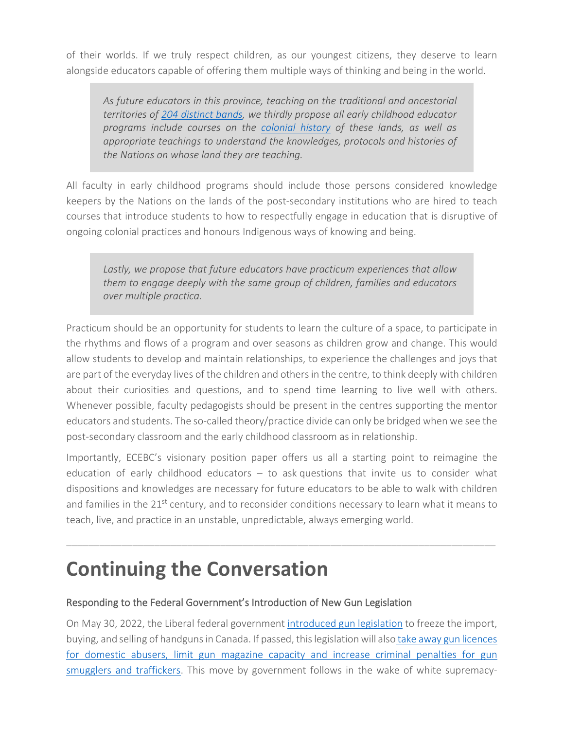of their worlds. If we truly respect children, as our youngest citizens, they deserve to learn alongside educators capable of offering them multiple ways of thinking and being in the world.

> *As future educators in this province, teaching on the traditional and ancestorial territories of 204 distinct bands, we thirdly propose all early childhood educator programs include courses on the colonial history of these lands, as well as appropriate teachings to understand the knowledges, protocols and histories of the Nations on whose land they are teaching.*

All faculty in early childhood programs should include those persons considered knowledge keepers by the Nations on the lands of the post-secondary institutions who are hired to teach courses that introduce students to how to respectfully engage in education that is disruptive of ongoing colonial practices and honours Indigenous ways of knowing and being.

> *Lastly, we propose that future educators have practicum experiences that allow them to engage deeply with the same group of children, families and educators over multiple practica.*

Practicum should be an opportunity for students to learn the culture of a space, to participate in the rhythms and flows of a program and over seasons as children grow and change. This would allow students to develop and maintain relationships, to experience the challenges and joys that are part of the everyday lives of the children and others in the centre, to think deeply with children about their curiosities and questions, and to spend time learning to live well with others. Whenever possible, faculty pedagogists should be present in the centres supporting the mentor educators and students. The so-called theory/practice divide can only be bridged when we see the post-secondary classroom and the early childhood classroom as in relationship.

Importantly, ECEBC's visionary position paper offers us all a starting point to reimagine the education of early childhood educators – to ask questions that invite us to consider what dispositions and knowledges are necessary for future educators to be able to walk with children and families in the 21st century, and to reconsider conditions necessary to learn what it means to teach, live, and practice in an unstable, unpredictable, always emerging world.

---

# Continuing the Conversation

### Responding to the Federal Government's Introduction of New Gun Legislation

On May 30, 2022, the Liberal federal government introduced gun legislation to freeze the import, buying, and selling of handguns in Canada. If passed, this legislation will also take away gun licences for domestic abusers, limit gun magazine capacity and increase criminal penalties for gun smugglers and traffickers. This move by government follows in the wake of white supremacy-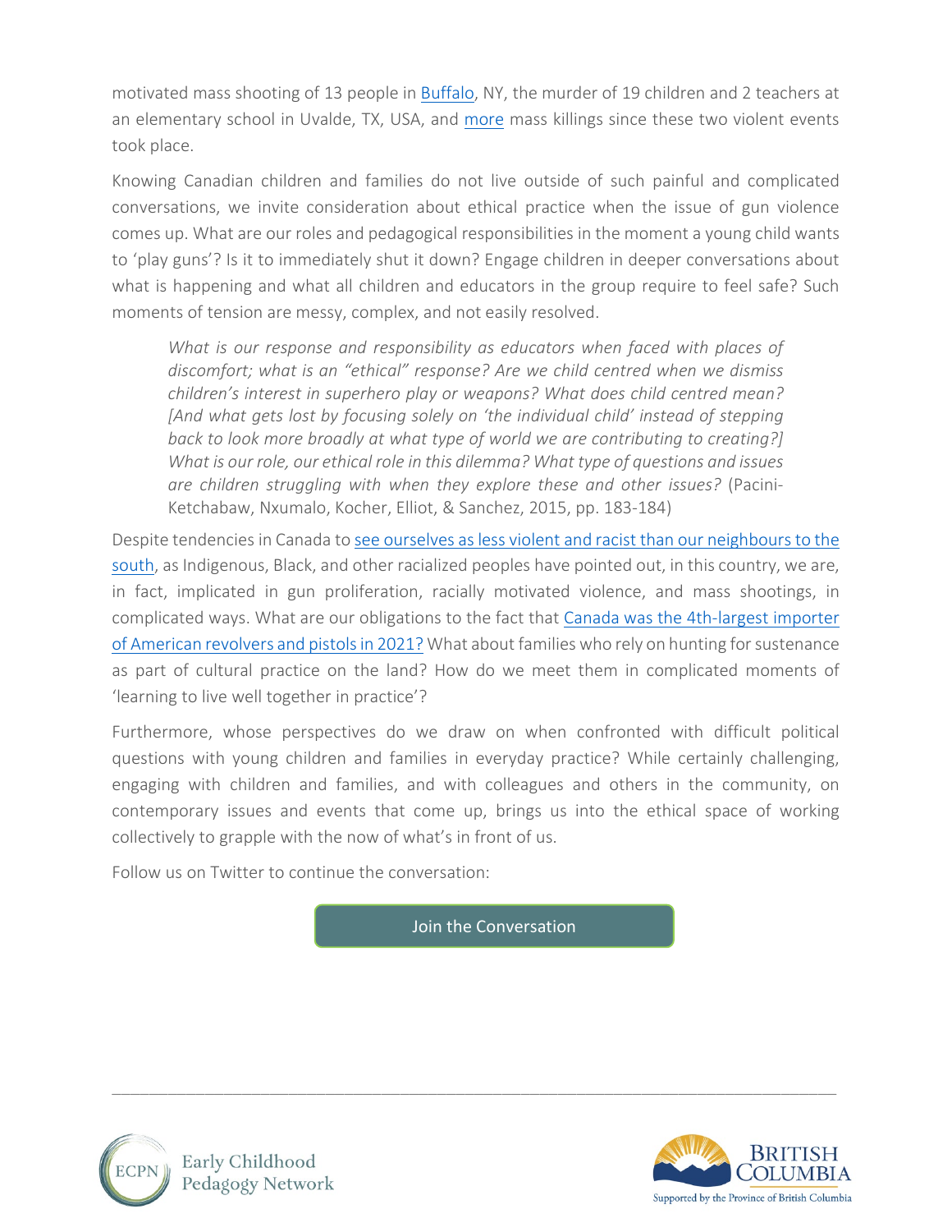motivated mass shooting of 13 people in Buffalo, NY, the murder of 19 children and 2 teachers at an elementary school in Uvalde, TX, USA, and more mass killings since these two violent events took place.

Knowing Canadian children and families do not live outside of such painful and complicated conversations, we invite consideration about ethical practice when the issue of gun violence comes up. What are our roles and pedagogical responsibilities in the moment a young child wants to 'play guns'? Is it to immediately shut it down? Engage children in deeper conversations about what is happening and what all children and educators in the group require to feel safe? Such moments of tension are messy, complex, and not easily resolved.

> *What is our response and responsibility as educators when faced with places of discomfort; what is an "ethical" response? Are we child centred when we dismiss children's interest in superhero play or weapons? What does child centred mean? [And what gets lost by focusing solely on 'the individual child' instead of stepping back to look more broadly at what type of world we are contributing to creating?] What is our role, our ethical role in this dilemma? What type of questions and issues are children struggling with when they explore these and other issues?* (Pacini-Ketchabaw, Nxumalo, Kocher, Elliot, & Sanchez, 2015, pp. 183-184)

Despite tendencies in Canada to see ourselves as less violent and racist than our neighbours to the south, as Indigenous, Black, and other racialized peoples have pointed out, in this country, we are, in fact, implicated in gun proliferation, racially motivated violence, and mass shootings, in complicated ways. What are our obligations to the fact that Canada was the 4th-largest importer of American revolvers and pistols in 2021? What about families who rely on hunting for sustenance as part of cultural practice on the land? How do we meet them in complicated moments of 'learning to live well together in practice'?

Furthermore, whose perspectives do we draw on when confronted with difficult political questions with young children and families in everyday practice? While certainly challenging, engaging with children and families, and with colleagues and others in the community, on contemporary issues and events that come up, brings us into the ethical space of working collectively to grapple with the now of what's in front of us.

Follow us on Twitter to continue the conversation:

Join the Conversation

Early Childhood Pedagogy Network

Supported by the Province of British Columbia